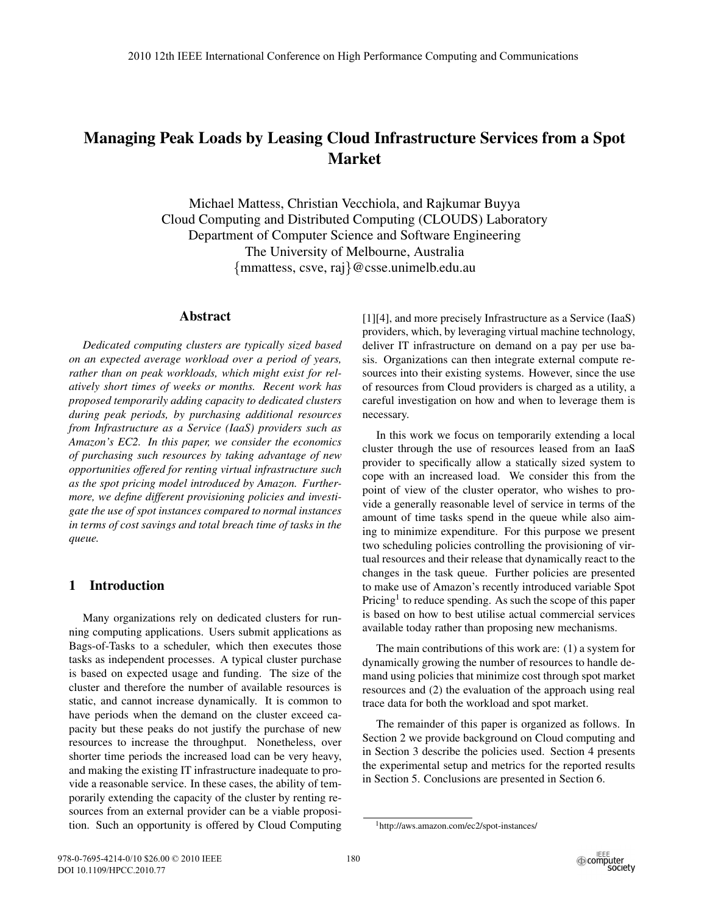# Managing Peak Loads by Leasing Cloud Infrastructure Services from a Spot Market

Michael Mattess, Christian Vecchiola, and Rajkumar Buyya
Cloud Computing and Distributed Computing (CLOUDS) Laboratory
Department of Computer Science and Software Engineering
The University of Melbourne, Australia
{mmattess, csve, raj}@csse.unimelb.edu.au

## Abstract

*Dedicated computing clusters are typically sized based on an expected average workload over a period of years, rather than on peak workloads, which might exist for relatively short times of weeks or months. Recent work has proposed temporarily adding capacity to dedicated clusters during peak periods, by purchasing additional resources from Infrastructure as a Service (IaaS) providers such as Amazon's EC2. In this paper, we consider the economics of purchasing such resources by taking advantage of new opportunities offered for renting virtual infrastructure such as the spot pricing model introduced by Amazon. Furthermore, we define different provisioning policies and investigate the use of spot instances compared to normal instances in terms of cost savings and total breach time of tasks in the queue.*

## 1 Introduction

Many organizations rely on dedicated clusters for running computing applications. Users submit applications as Bags-of-Tasks to a scheduler, which then executes those tasks as independent processes. A typical cluster purchase is based on expected usage and funding. The size of the cluster and therefore the number of available resources is static, and cannot increase dynamically. It is common to have periods when the demand on the cluster exceed capacity but these peaks do not justify the purchase of new resources to increase the throughput. Nonetheless, over shorter time periods the increased load can be very heavy, and making the existing IT infrastructure inadequate to provide a reasonable service. In these cases, the ability of temporarily extending the capacity of the cluster by renting resources from an external provider can be a viable proposition. Such an opportunity is offered by Cloud Computing [1][4], and more precisely Infrastructure as a Service (IaaS) providers, which, by leveraging virtual machine technology, deliver IT infrastructure on demand on a pay per use basis. Organizations can then integrate external compute resources into their existing systems. However, since the use of resources from Cloud providers is charged as a utility, a careful investigation on how and when to leverage them is necessary.

In this work we focus on temporarily extending a local cluster through the use of resources leased from an IaaS provider to specifically allow a statically sized system to cope with an increased load. We consider this from the point of view of the cluster operator, who wishes to provide a generally reasonable level of service in terms of the amount of time tasks spend in the queue while also aiming to minimize expenditure. For this purpose we present two scheduling policies controlling the provisioning of virtual resources and their release that dynamically react to the changes in the task queue. Further policies are presented to make use of Amazon's recently introduced variable Spot Pricing[1] to reduce spending. As such the scope of this paper is based on how to best utilise actual commercial services available today rather than proposing new mechanisms.

The main contributions of this work are: (1) a system for dynamically growing the number of resources to handle demand using policies that minimize cost through spot market resources and (2) the evaluation of the approach using real trace data for both the workload and spot market.

The remainder of this paper is organized as follows. In Section 2 we provide background on Cloud computing and in Section 3 describe the policies used. Section 4 presents the experimental setup and metrics for the reported results in Section 5. Conclusions are presented in Section 6.

[1] http://aws.amazon.com/ec2/spot-instances/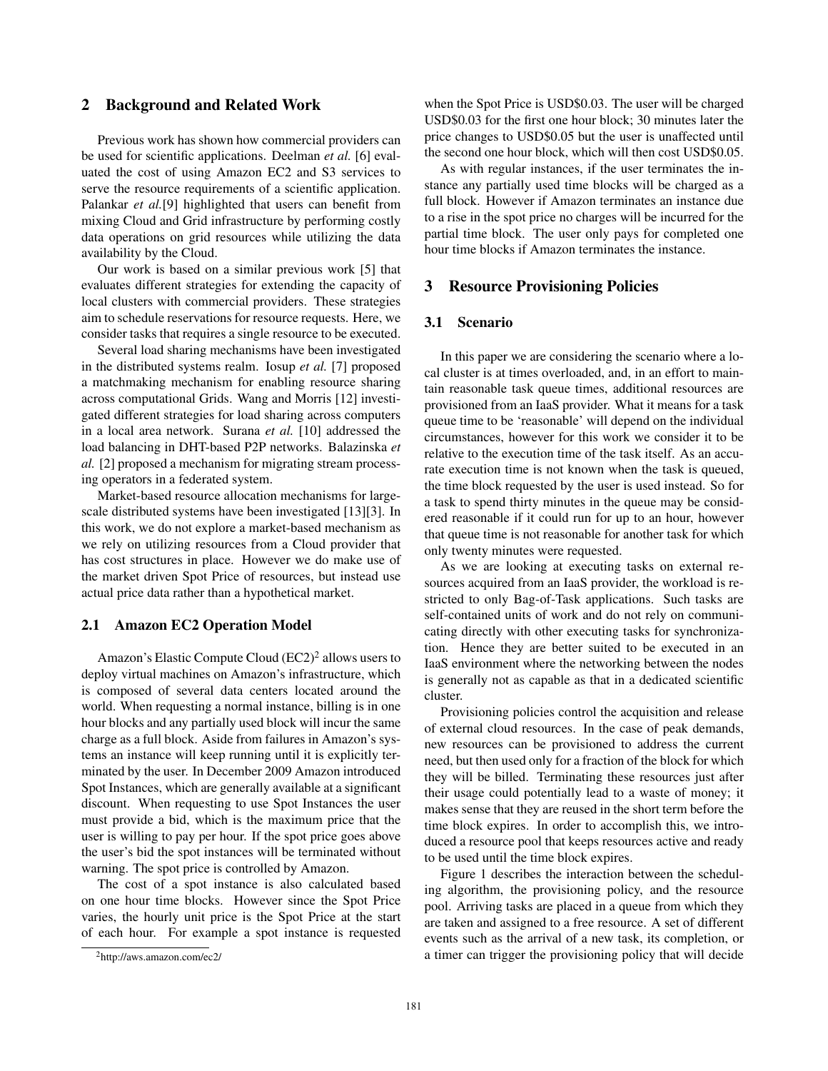## 2 Background and Related Work

Previous work has shown how commercial providers can be used for scientific applications. Deelman *et al.* [6] evaluated the cost of using Amazon EC2 and S3 services to serve the resource requirements of a scientific application. Palankar *et al.*[9] highlighted that users can benefit from mixing Cloud and Grid infrastructure by performing costly data operations on grid resources while utilizing the data availability by the Cloud.

Our work is based on a similar previous work [5] that evaluates different strategies for extending the capacity of local clusters with commercial providers. These strategies aim to schedule reservations for resource requests. Here, we consider tasks that requires a single resource to be executed.

Several load sharing mechanisms have been investigated in the distributed systems realm. Iosup *et al.* [7] proposed a matchmaking mechanism for enabling resource sharing across computational Grids. Wang and Morris [12] investigated different strategies for load sharing across computers in a local area network. Surana *et al.* [10] addressed the load balancing in DHT-based P2P networks. Balazinska *et al.* [2] proposed a mechanism for migrating stream processing operators in a federated system.

Market-based resource allocation mechanisms for large-scale distributed systems have been investigated [13][3]. In this work, we do not explore a market-based mechanism as we rely on utilizing resources from a Cloud provider that has cost structures in place. However we do make use of the market driven Spot Price of resources, but instead use actual price data rather than a hypothetical market.

### 2.1 Amazon EC2 Operation Model

Amazon's Elastic Compute Cloud (EC2)[2] allows users to deploy virtual machines on Amazon's infrastructure, which is composed of several data centers located around the world. When requesting a normal instance, billing is in one hour blocks and any partially used block will incur the same charge as a full block. Aside from failures in Amazon's systems an instance will keep running until it is explicitly terminated by the user. In December 2009 Amazon introduced Spot Instances, which are generally available at a significant discount. When requesting to use Spot Instances the user must provide a bid, which is the maximum price that the user is willing to pay per hour. If the spot price goes above the user's bid the spot instances will be terminated without warning. The spot price is controlled by Amazon.

The cost of a spot instance is also calculated based on one hour time blocks. However since the Spot Price varies, the hourly unit price is the Spot Price at the start of each hour. For example a spot instance is requested when the Spot Price is USD$0.03. The user will be charged USD$0.03 for the first one hour block; 30 minutes later the price changes to USD$0.05 but the user is unaffected until the second one hour block, which will then cost USD$0.05.

As with regular instances, if the user terminates the instance any partially used time blocks will be charged as a full block. However if Amazon terminates an instance due to a rise in the spot price no charges will be incurred for the partial time block. The user only pays for completed one hour time blocks if Amazon terminates the instance.

[2]http://aws.amazon.com/ec2/

## 3 Resource Provisioning Policies

### 3.1 Scenario

In this paper we are considering the scenario where a local cluster is at times overloaded, and, in an effort to maintain reasonable task queue times, additional resources are provisioned from an IaaS provider. What it means for a task queue time to be 'reasonable' will depend on the individual circumstances, however for this work we consider it to be relative to the execution time of the task itself. As an accurate execution time is not known when the task is queued, the time block requested by the user is used instead. So for a task to spend thirty minutes in the queue may be considered reasonable if it could run for up to an hour, however that queue time is not reasonable for another task for which only twenty minutes were requested.

As we are looking at executing tasks on external resources acquired from an IaaS provider, the workload is restricted to only Bag-of-Task applications. Such tasks are self-contained units of work and do not rely on communicating directly with other executing tasks for synchronization. Hence they are better suited to be executed in an IaaS environment where the networking between the nodes is generally not as capable as that in a dedicated scientific cluster.

Provisioning policies control the acquisition and release of external cloud resources. In the case of peak demands, new resources can be provisioned to address the current need, but then used only for a fraction of the block for which they will be billed. Terminating these resources just after their usage could potentially lead to a waste of money; it makes sense that they are reused in the short term before the time block expires. In order to accomplish this, we introduced a resource pool that keeps resources active and ready to be used until the time block expires.

Figure 1 describes the interaction between the scheduling algorithm, the provisioning policy, and the resource pool. Arriving tasks are placed in a queue from which they are taken and assigned to a free resource. A set of different events such as the arrival of a new task, its completion, or a timer can trigger the provisioning policy that will decide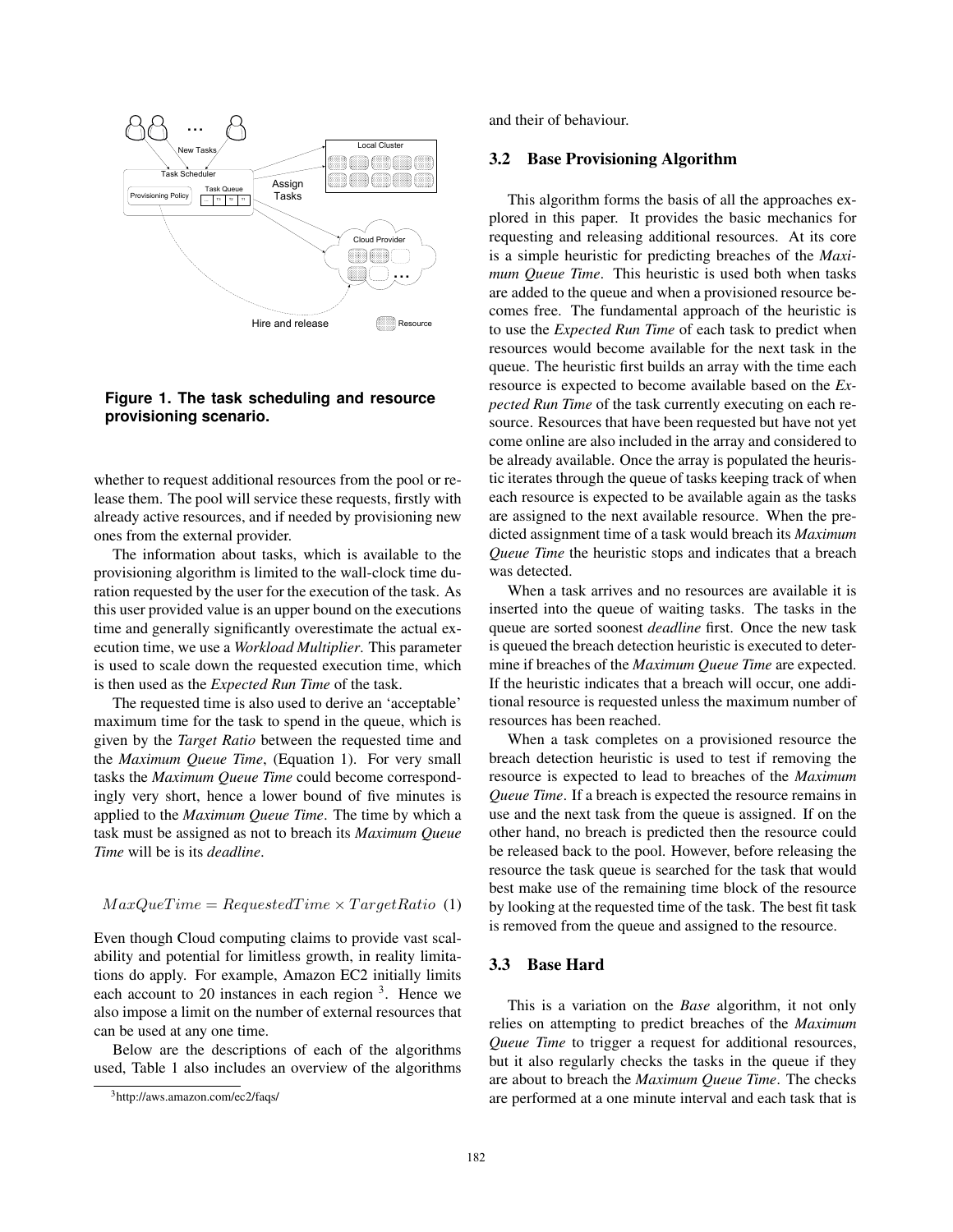**Figure 1. The task scheduling and resource provisioning scenario.**

whether to request additional resources from the pool or release them. The pool will service these requests, firstly with already active resources, and if needed by provisioning new ones from the external provider.

The information about tasks, which is available to the provisioning algorithm is limited to the wall-clock time duration requested by the user for the execution of the task. As this user provided value is an upper bound on the executions time and generally significantly overestimate the actual execution time, we use a *Workload Multiplier*. This parameter is used to scale down the requested execution time, which is then used as the *Expected Run Time* of the task.

The requested time is also used to derive an 'acceptable' maximum time for the task to spend in the queue, which is given by the *Target Ratio* between the requested time and the *Maximum Queue Time*, (Equation 1). For very small tasks the *Maximum Queue Time* could become correspondingly very short, hence a lower bound of five minutes is applied to the *Maximum Queue Time*. The time by which a task must be assigned as not to breach its *Maximum Queue Time* will be is its *deadline*.

$$MaxQueTime = RequestedTime \times TargetRatio \quad (1)$$

Even though Cloud computing claims to provide vast scalability and potential for limitless growth, in reality limitations do apply. For example, Amazon EC2 initially limits each account to 20 instances in each region [3]. Hence we also impose a limit on the number of external resources that can be used at any one time.

Below are the descriptions of each of the algorithms used, Table 1 also includes an overview of the algorithms and their of behaviour.

[3] http://aws.amazon.com/ec2/faqs/

## 3.2 Base Provisioning Algorithm

This algorithm forms the basis of all the approaches explored in this paper. It provides the basic mechanics for requesting and releasing additional resources. At its core is a simple heuristic for predicting breaches of the *Maximum Queue Time*. This heuristic is used both when tasks are added to the queue and when a provisioned resource becomes free. The fundamental approach of the heuristic is to use the *Expected Run Time* of each task to predict when resources would become available for the next task in the queue. The heuristic first builds an array with the time each resource is expected to become available based on the *Expected Run Time* of the task currently executing on each resource. Resources that have been requested but have not yet come online are also included in the array and considered to be already available. Once the array is populated the heuristic iterates through the queue of tasks keeping track of when each resource is expected to be available again as the tasks are assigned to the next available resource. When the predicted assignment time of a task would breach its *Maximum Queue Time* the heuristic stops and indicates that a breach was detected.

When a task arrives and no resources are available it is inserted into the queue of waiting tasks. The tasks in the queue are sorted soonest *deadline* first. Once the new task is queued the breach detection heuristic is executed to determine if breaches of the *Maximum Queue Time* are expected. If the heuristic indicates that a breach will occur, one additional resource is requested unless the maximum number of resources has been reached.

When a task completes on a provisioned resource the breach detection heuristic is used to test if removing the resource is expected to lead to breaches of the *Maximum Queue Time*. If a breach is expected the resource remains in use and the next task from the queue is assigned. If on the other hand, no breach is predicted then the resource could be released back to the pool. However, before releasing the resource the task queue is searched for the task that would best make use of the remaining time block of the resource by looking at the requested time of the task. The best fit task is removed from the queue and assigned to the resource.

## 3.3 Base Hard

This is a variation on the *Base* algorithm, it not only relies on attempting to predict breaches of the *Maximum Queue Time* to trigger a request for additional resources, but it also regularly checks the tasks in the queue if they are about to breach the *Maximum Queue Time*. The checks are performed at a one minute interval and each task that is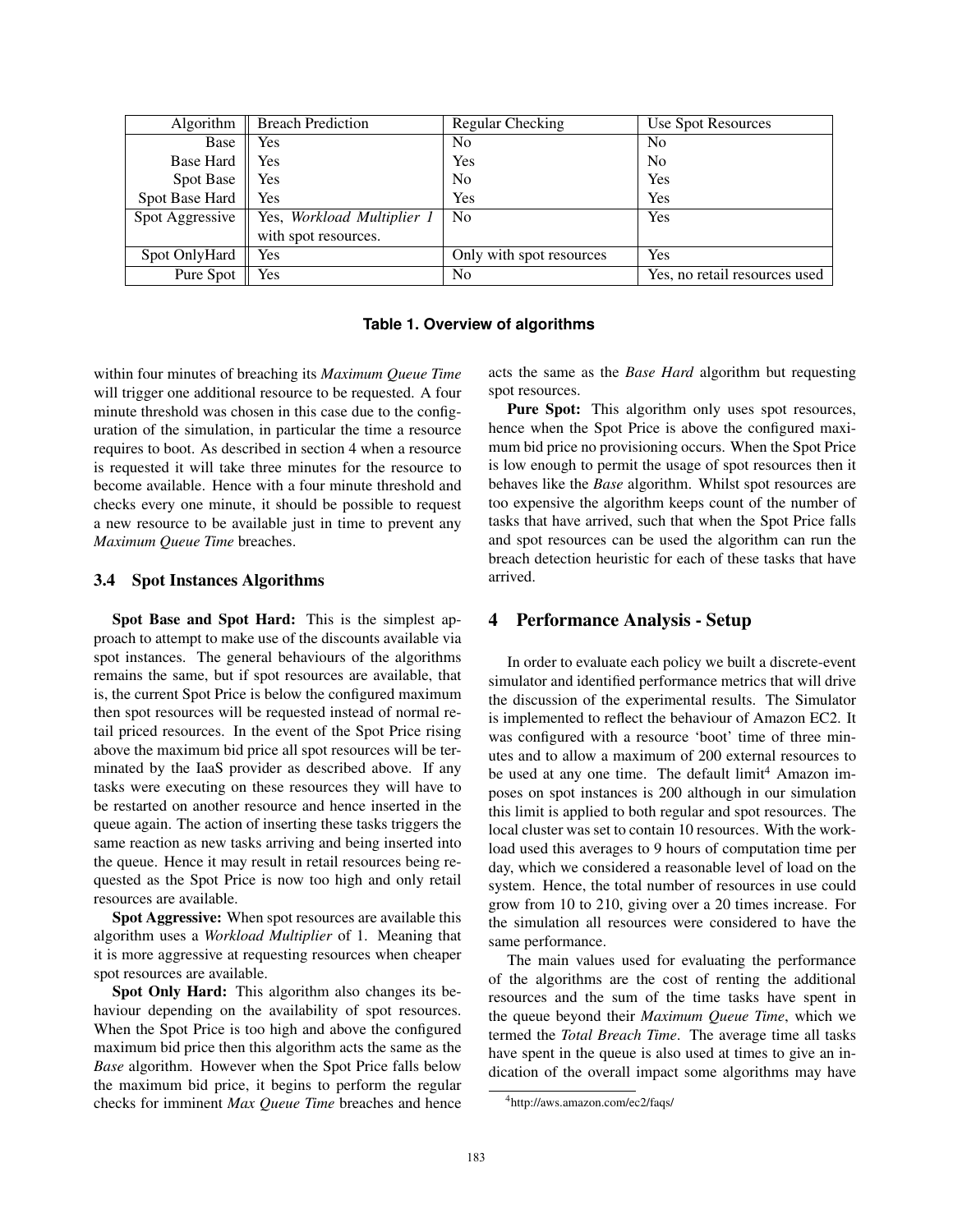| Algorithm | Breach Prediction | Regular Checking | Use Spot Resources |
|---|---|---|---|
| Base | Yes | No | No |
| Base Hard | Yes | Yes | No |
| Spot Base | Yes | No | Yes |
| Spot Base Hard | Yes | Yes | Yes |
| Spot Aggressive | Yes, *Workload Multiplier 1* with spot resources. | No | Yes |
| Spot OnlyHard | Yes | Only with spot resources | Yes |
| Pure Spot | Yes | No | Yes, no retail resources used |

**Table 1. Overview of algorithms**

within four minutes of breaching its *Maximum Queue Time* will trigger one additional resource to be requested. A four minute threshold was chosen in this case due to the configuration of the simulation, in particular the time a resource requires to boot. As described in section 4 when a resource is requested it will take three minutes for the resource to become available. Hence with a four minute threshold and checks every one minute, it should be possible to request a new resource to be available just in time to prevent any *Maximum Queue Time* breaches.

### 3.4 Spot Instances Algorithms

**Spot Base and Spot Hard:** This is the simplest approach to attempt to make use of the discounts available via spot instances. The general behaviours of the algorithms remains the same, but if spot resources are available, that is, the current Spot Price is below the configured maximum then spot resources will be requested instead of normal retail priced resources. In the event of the Spot Price rising above the maximum bid price all spot resources will be terminated by the IaaS provider as described above. If any tasks were executing on these resources they will have to be restarted on another resource and hence inserted in the queue again. The action of inserting these tasks triggers the same reaction as new tasks arriving and being inserted into the queue. Hence it may result in retail resources being requested as the Spot Price is now too high and only retail resources are available.

**Spot Aggressive:** When spot resources are available this algorithm uses a *Workload Multiplier* of 1. Meaning that it is more aggressive at requesting resources when cheaper spot resources are available.

**Spot Only Hard:** This algorithm also changes its behaviour depending on the availability of spot resources. When the Spot Price is too high and above the configured maximum bid price then this algorithm acts the same as the *Base* algorithm. However when the Spot Price falls below the maximum bid price, it begins to perform the regular checks for imminent *Max Queue Time* breaches and hence acts the same as the *Base Hard* algorithm but requesting spot resources.

**Pure Spot:** This algorithm only uses spot resources, hence when the Spot Price is above the configured maximum bid price no provisioning occurs. When the Spot Price is low enough to permit the usage of spot resources then it behaves like the *Base* algorithm. Whilst spot resources are too expensive the algorithm keeps count of the number of tasks that have arrived, such that when the Spot Price falls and spot resources can be used the algorithm can run the breach detection heuristic for each of these tasks that have arrived.

## 4 Performance Analysis - Setup

In order to evaluate each policy we built a discrete-event simulator and identified performance metrics that will drive the discussion of the experimental results. The Simulator is implemented to reflect the behaviour of Amazon EC2. It was configured with a resource 'boot' time of three minutes and to allow a maximum of 200 external resources to be used at any one time. The default limit[4] Amazon imposes on spot instances is 200 although in our simulation this limit is applied to both regular and spot resources. The local cluster was set to contain 10 resources. With the workload used this averages to 9 hours of computation time per day, which we considered a reasonable level of load on the system. Hence, the total number of resources in use could grow from 10 to 210, giving over a 20 times increase. For the simulation all resources were considered to have the same performance.

The main values used for evaluating the performance of the algorithms are the cost of renting the additional resources and the sum of the time tasks have spent in the queue beyond their *Maximum Queue Time*, which we termed the *Total Breach Time*. The average time all tasks have spent in the queue is also used at times to give an indication of the overall impact some algorithms may have

[4] http://aws.amazon.com/ec2/faqs/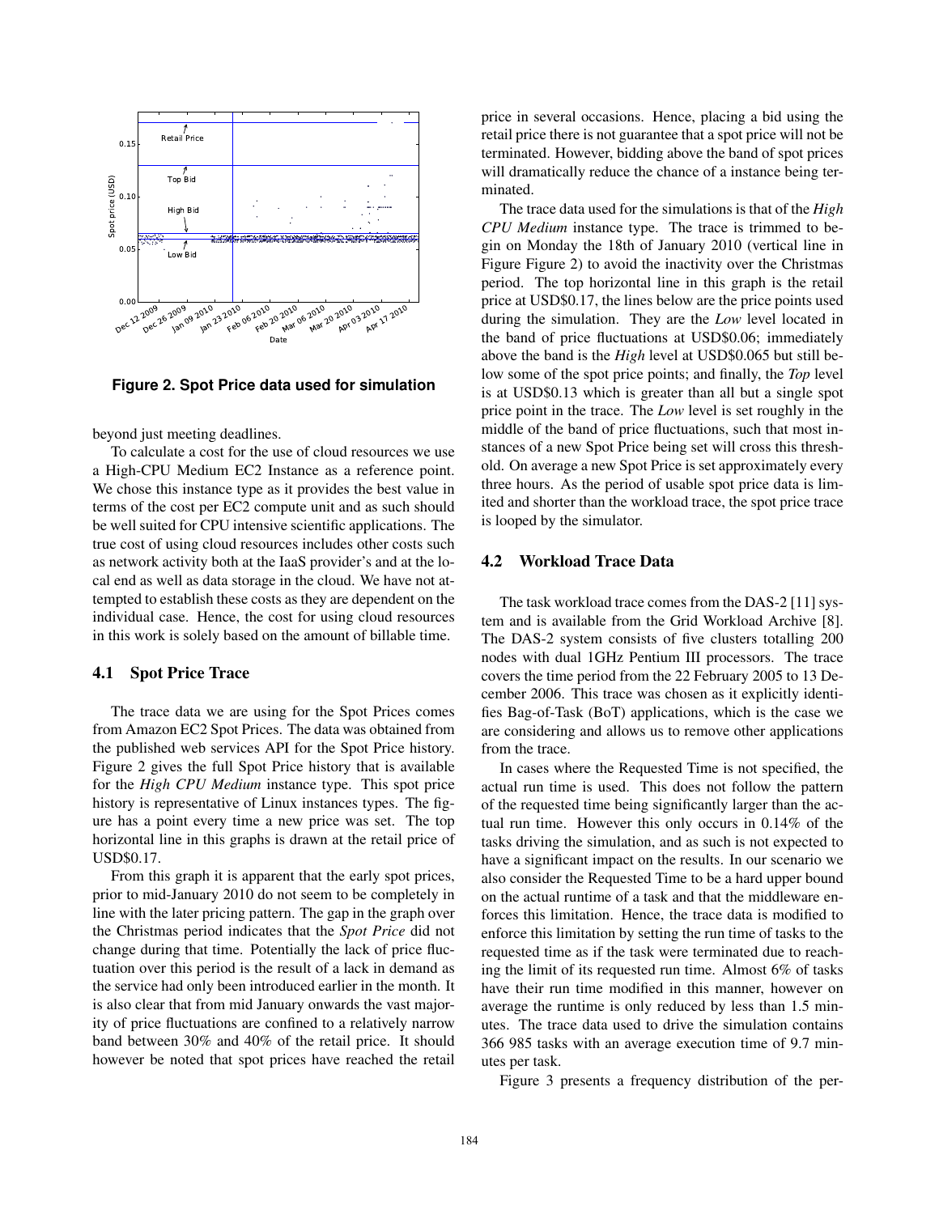Figure 2. Spot Price data used for simulation

beyond just meeting deadlines.

To calculate a cost for the use of cloud resources we use a High-CPU Medium EC2 Instance as a reference point. We chose this instance type as it provides the best value in terms of the cost per EC2 compute unit and as such should be well suited for CPU intensive scientific applications. The true cost of using cloud resources includes other costs such as network activity both at the IaaS provider's and at the local end as well as data storage in the cloud. We have not attempted to establish these costs as they are dependent on the individual case. Hence, the cost for using cloud resources in this work is solely based on the amount of billable time.

### 4.1 Spot Price Trace

The trace data we are using for the Spot Prices comes from Amazon EC2 Spot Prices. The data was obtained from the published web services API for the Spot Price history. Figure 2 gives the full Spot Price history that is available for the *High CPU Medium* instance type. This spot price history is representative of Linux instances types. The figure has a point every time a new price was set. The top horizontal line in this graphs is drawn at the retail price of USD$0.17.

From this graph it is apparent that the early spot prices, prior to mid-January 2010 do not seem to be completely in line with the later pricing pattern. The gap in the graph over the Christmas period indicates that the *Spot Price* did not change during that time. Potentially the lack of price fluctuation over this period is the result of a lack in demand as the service had only been introduced earlier in the month. It is also clear that from mid January onwards the vast majority of price fluctuations are confined to a relatively narrow band between 30% and 40% of the retail price. It should however be noted that spot prices have reached the retail price in several occasions. Hence, placing a bid using the retail price there is not guarantee that a spot price will not be terminated. However, bidding above the band of spot prices will dramatically reduce the chance of a instance being terminated.

The trace data used for the simulations is that of the *High CPU Medium* instance type. The trace is trimmed to begin on Monday the 18th of January 2010 (vertical line in Figure Figure 2) to avoid the inactivity over the Christmas period. The top horizontal line in this graph is the retail price at USD$0.17, the lines below are the price points used during the simulation. They are the *Low* level located in the band of price fluctuations at USD$0.06; immediately above the band is the *High* level at USD$0.065 but still below some of the spot price points; and finally, the *Top* level is at USD$0.13 which is greater than all but a single spot price point in the trace. The *Low* level is set roughly in the middle of the band of price fluctuations, such that most instances of a new Spot Price being set will cross this threshold. On average a new Spot Price is set approximately every three hours. As the period of usable spot price data is limited and shorter than the workload trace, the spot price trace is looped by the simulator.

### 4.2 Workload Trace Data

The task workload trace comes from the DAS-2 [11] system and is available from the Grid Workload Archive [8]. The DAS-2 system consists of five clusters totalling 200 nodes with dual 1GHz Pentium III processors. The trace covers the time period from the 22 February 2005 to 13 December 2006. This trace was chosen as it explicitly identifies Bag-of-Task (BoT) applications, which is the case we are considering and allows us to remove other applications from the trace.

In cases where the Requested Time is not specified, the actual run time is used. This does not follow the pattern of the requested time being significantly larger than the actual run time. However this only occurs in 0.14% of the tasks driving the simulation, and as such is not expected to have a significant impact on the results. In our scenario we also consider the Requested Time to be a hard upper bound on the actual runtime of a task and that the middleware enforces this limitation. Hence, the trace data is modified to enforce this limitation by setting the run time of tasks to the requested time as if the task were terminated due to reaching the limit of its requested run time. Almost 6% of tasks have their run time modified in this manner, however on average the runtime is only reduced by less than 1.5 minutes. The trace data used to drive the simulation contains 366 985 tasks with an average execution time of 9.7 minutes per task.

Figure 3 presents a frequency distribution of the per-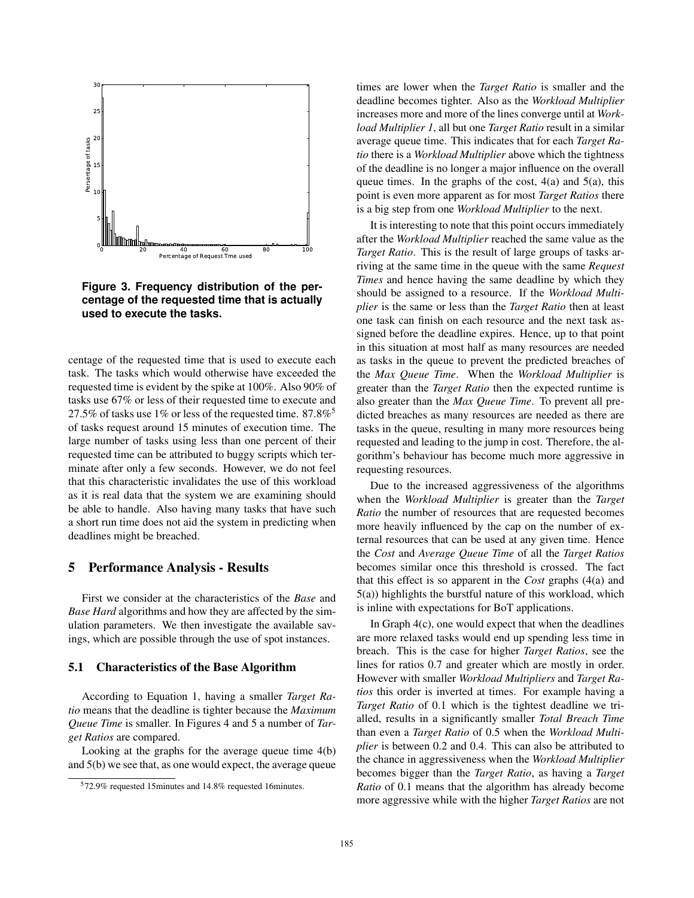30
25
20
15
10
5
0
Persentage of tasks
0 20 40 60 80 100
Percentage of Request Tme used

**Figure 3. Frequency distribution of the percentage of the requested time that is actually used to execute the tasks.**

centage of the requested time that is used to execute each task. The tasks which would otherwise have exceeded the requested time is evident by the spike at 100%. Also 90% of tasks use 67% or less of their requested time to execute and 27.5% of tasks use 1% or less of the requested time. 87.8%[5] of tasks request around 15 minutes of execution time. The large number of tasks using less than one percent of their requested time can be attributed to buggy scripts which terminate after only a few seconds. However, we do not feel that this characteristic invalidates the use of this workload as it is real data that the system we are examining should be able to handle. Also having many tasks that have such a short run time does not aid the system in predicting when deadlines might be breached.

## 5 Performance Analysis - Results

First we consider at the characteristics of the *Base* and *Base Hard* algorithms and how they are affected by the simulation parameters. We then investigate the available savings, which are possible through the use of spot instances.

### 5.1 Characteristics of the Base Algorithm

According to Equation 1, having a smaller *Target Ratio* means that the deadline is tighter because the *Maximum Queue Time* is smaller. In Figures 4 and 5 a number of *Target Ratios* are compared.

Looking at the graphs for the average queue time 4(b) and 5(b) we see that, as one would expect, the average queue times are lower when the *Target Ratio* is smaller and the deadline becomes tighter. Also as the *Workload Multiplier* increases more and more of the lines converge until at *Workload Multiplier 1*, all but one *Target Ratio* result in a similar average queue time. This indicates that for each *Target Ratio* there is a *Workload Multiplier* above which the tightness of the deadline is no longer a major influence on the overall queue times. In the graphs of the cost, 4(a) and 5(a), this point is even more apparent as for most *Target Ratios* there is a big step from one *Workload Multiplier* to the next.

It is interesting to note that this point occurs immediately after the *Workload Multiplier* reached the same value as the *Target Ratio*. This is the result of large groups of tasks arriving at the same time in the queue with the same *Request Times* and hence having the same deadline by which they should be assigned to a resource. If the *Workload Multiplier* is the same or less than the *Target Ratio* then at least one task can finish on each resource and the next task assigned before the deadline expires. Hence, up to that point in this situation at most half as many resources are needed as tasks in the queue to prevent the predicted breaches of the *Max Queue Time*. When the *Workload Multiplier* is greater than the *Target Ratio* then the expected runtime is also greater than the *Max Queue Time*. To prevent all predicted breaches as many resources are needed as there are tasks in the queue, resulting in many more resources being requested and leading to the jump in cost. Therefore, the algorithm's behaviour has become much more aggressive in requesting resources.

Due to the increased aggressiveness of the algorithms when the *Workload Multiplier* is greater than the *Target Ratio* the number of resources that are requested becomes more heavily influenced by the cap on the number of external resources that can be used at any given time. Hence the *Cost* and *Average Queue Time* of all the *Target Ratios* becomes similar once this threshold is crossed. The fact that this effect is so apparent in the *Cost* graphs (4(a) and 5(a)) highlights the burstful nature of this workload, which is inline with expectations for BoT applications.

In Graph 4(c), one would expect that when the deadlines are more relaxed tasks would end up spending less time in breach. This is the case for higher *Target Ratios*, see the lines for ratios 0.7 and greater which are mostly in order. However with smaller *Workload Multipliers* and *Target Ratios* this order is inverted at times. For example having a *Target Ratio* of 0.1 which is the tightest deadline we trialled, results in a significantly smaller *Total Breach Time* than even a *Target Ratio* of 0.5 when the *Workload Multiplier* is between 0.2 and 0.4. This can also be attributed to the chance in aggressiveness when the *Workload Multiplier* becomes bigger than the *Target Ratio*, as having a *Target Ratio* of 0.1 means that the algorithm has already become more aggressive while with the higher *Target Ratios* are not

[5] 72.9% requested 15minutes and 14.8% requested 16minutes.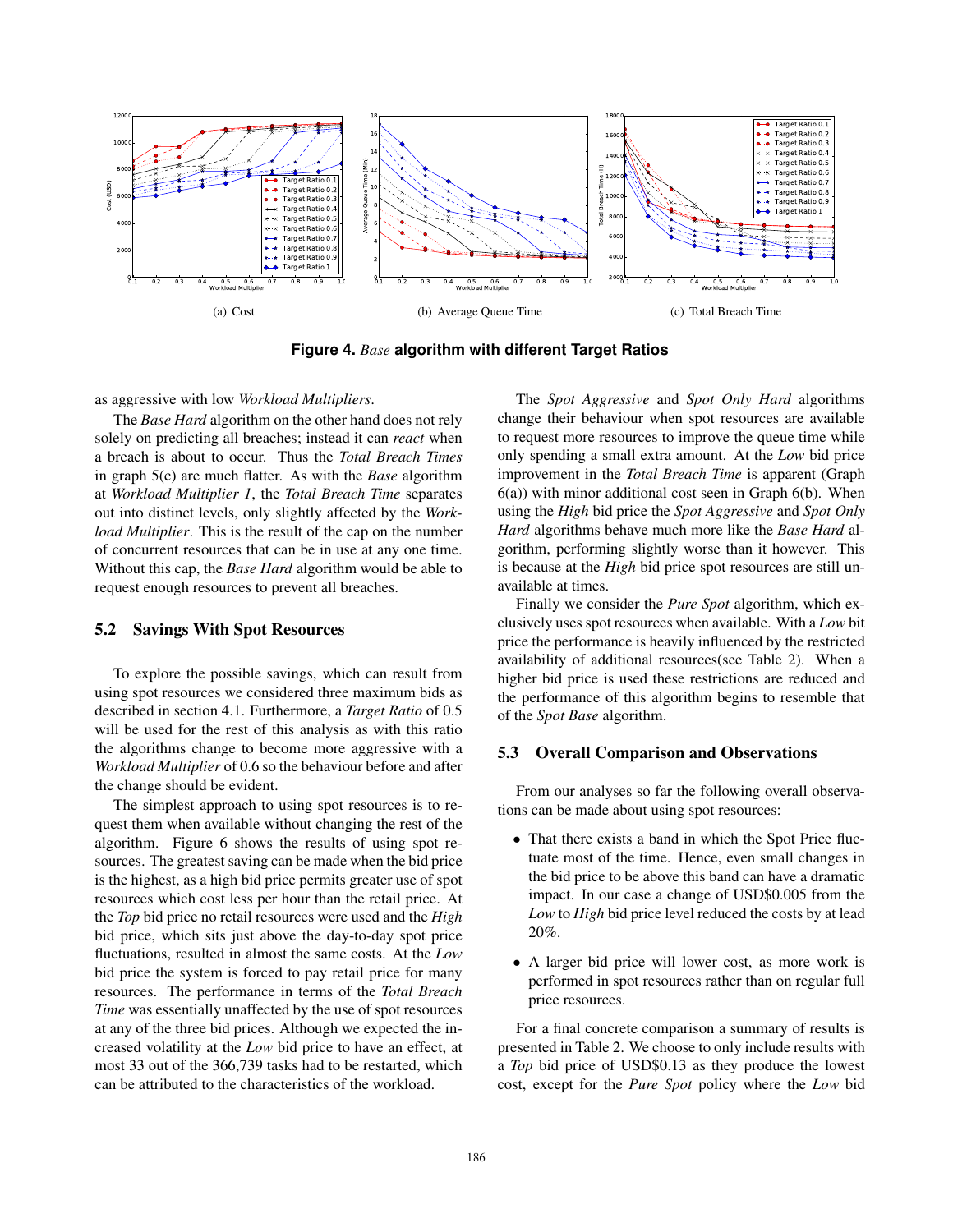(a) Cost

(b) Average Queue Time

(c) Total Breach Time

**Figure 4.** ***Base*** **algorithm with different Target Ratios**

as aggressive with low *Workload Multipliers*.

The *Base Hard* algorithm on the other hand does not rely solely on predicting all breaches; instead it can *react* when a breach is about to occur. Thus the *Total Breach Times* in graph 5(c) are much flatter. As with the *Base* algorithm at *Workload Multiplier 1*, the *Total Breach Time* separates out into distinct levels, only slightly affected by the *Workload Multiplier*. This is the result of the cap on the number of concurrent resources that can be in use at any one time. Without this cap, the *Base Hard* algorithm would be able to request enough resources to prevent all breaches.

## 5.2 Savings With Spot Resources

To explore the possible savings, which can result from using spot resources we considered three maximum bids as described in section 4.1. Furthermore, a *Target Ratio* of 0.5 will be used for the rest of this analysis as with this ratio the algorithms change to become more aggressive with a *Workload Multiplier* of 0.6 so the behaviour before and after the change should be evident.

The simplest approach to using spot resources is to request them when available without changing the rest of the algorithm. Figure 6 shows the results of using spot resources. The greatest saving can be made when the bid price is the highest, as a high bid price permits greater use of spot resources which cost less per hour than the retail price. At the *Top* bid price no retail resources were used and the *High* bid price, which sits just above the day-to-day spot price fluctuations, resulted in almost the same costs. At the *Low* bid price the system is forced to pay retail price for many resources. The performance in terms of the *Total Breach Time* was essentially unaffected by the use of spot resources at any of the three bid prices. Although we expected the increased volatility at the *Low* bid price to have an effect, at most 33 out of the 366,739 tasks had to be restarted, which can be attributed to the characteristics of the workload.

The *Spot Aggressive* and *Spot Only Hard* algorithms change their behaviour when spot resources are available to request more resources to improve the queue time while only spending a small extra amount. At the *Low* bid price improvement in the *Total Breach Time* is apparent (Graph 6(a)) with minor additional cost seen in Graph 6(b). When using the *High* bid price the *Spot Aggressive* and *Spot Only Hard* algorithms behave much more like the *Base Hard* algorithm, performing slightly worse than it however. This is because at the *High* bid price spot resources are still unavailable at times.

Finally we consider the *Pure Spot* algorithm, which exclusively uses spot resources when available. With a *Low* bit price the performance is heavily influenced by the restricted availability of additional resources(see Table 2). When a higher bid price is used these restrictions are reduced and the performance of this algorithm begins to resemble that of the *Spot Base* algorithm.

## 5.3 Overall Comparison and Observations

From our analyses so far the following overall observations can be made about using spot resources:

- That there exists a band in which the Spot Price fluctuate most of the time. Hence, even small changes in the bid price to be above this band can have a dramatic impact. In our case a change of USD$0.005 from the *Low* to *High* bid price level reduced the costs by at lead 20%.
- A larger bid price will lower cost, as more work is performed in spot resources rather than on regular full price resources.

For a final concrete comparison a summary of results is presented in Table 2. We choose to only include results with a *Top* bid price of USD$0.13 as they produce the lowest cost, except for the *Pure Spot* policy where the *Low* bid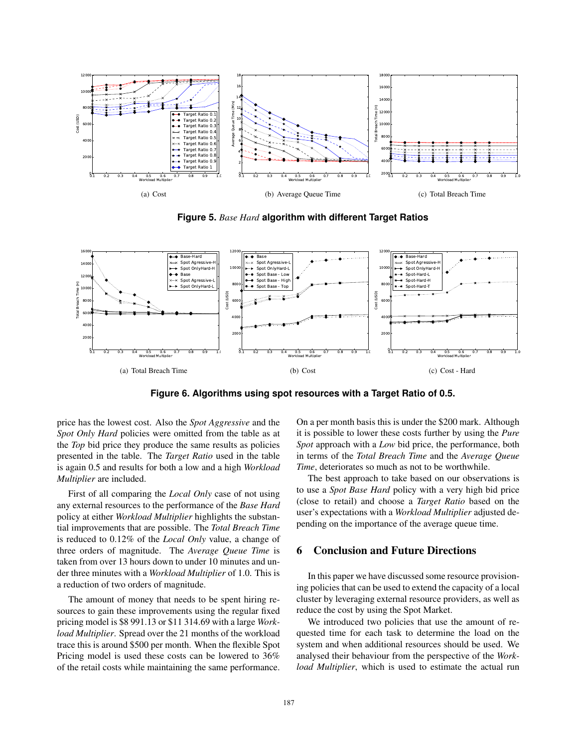(a) Cost

(b) Average Queue Time

(c) Total Breach Time

**Figure 5.** ***Base Hard*** **algorithm with different Target Ratios**

(a) Total Breach Time

(b) Cost

(c) Cost - Hard

**Figure 6. Algorithms using spot resources with a Target Ratio of 0.5.**

price has the lowest cost. Also the *Spot Aggressive* and the *Spot Only Hard* policies were omitted from the table as at the *Top* bid price they produce the same results as policies presented in the table. The *Target Ratio* used in the table is again 0.5 and results for both a low and a high *Workload Multiplier* are included.

First of all comparing the *Local Only* case of not using any external resources to the performance of the *Base Hard* policy at either *Workload Multiplier* highlights the substantial improvements that are possible. The *Total Breach Time* is reduced to 0.12% of the *Local Only* value, a change of three orders of magnitude. The *Average Queue Time* is taken from over 13 hours down to under 10 minutes and under three minutes with a *Workload Multiplier* of 1.0. This is a reduction of two orders of magnitude.

The amount of money that needs to be spent hiring resources to gain these improvements using the regular fixed pricing model is \$8 991.13 or \$11 314.69 with a large *Workload Multiplier*. Spread over the 21 months of the workload trace this is around \$500 per month. When the flexible Spot Pricing model is used these costs can be lowered to 36% of the retail costs while maintaining the same performance. On a per month basis this is under the \$200 mark. Although it is possible to lower these costs further by using the *Pure Spot* approach with a *Low* bid price, the performance, both in terms of the *Total Breach Time* and the *Average Queue Time*, deteriorates so much as not to be worthwhile.

The best approach to take based on our observations is to use a *Spot Base Hard* policy with a very high bid price (close to retail) and choose a *Target Ratio* based on the user's expectations with a *Workload Multiplier* adjusted depending on the importance of the average queue time.

## 6 Conclusion and Future Directions

In this paper we have discussed some resource provisioning policies that can be used to extend the capacity of a local cluster by leveraging external resource providers, as well as reduce the cost by using the Spot Market.

We introduced two policies that use the amount of requested time for each task to determine the load on the system and when additional resources should be used. We analysed their behaviour from the perspective of the *Workload Multiplier*, which is used to estimate the actual run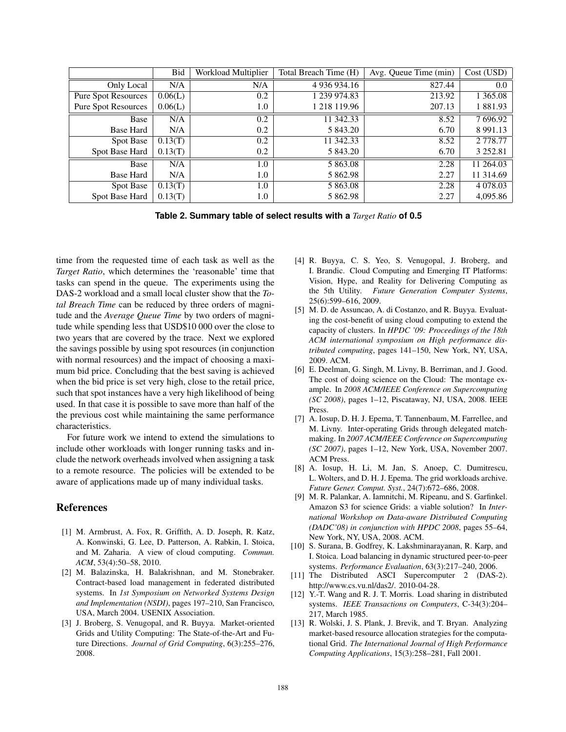| | Bid | Workload Multiplier | Total Breach Time (H) | Avg. Queue Time (min) | Cost (USD) |
|---|---|---|---|---|---|
| Only Local | N/A | N/A | 4 936 934.16 | 827.44 | 0.0 |
| Pure Spot Resources | 0.06(L) | 0.2 | 1 239 974.83 | 213.92 | 1 365.08 |
| Pure Spot Resources | 0.06(L) | 1.0 | 1 218 119.96 | 207.13 | 1 881.93 |
| Base | N/A | 0.2 | 11 342.33 | 8.52 | 7 696.92 |
| Base Hard | N/A | 0.2 | 5 843.20 | 6.70 | 8 991.13 |
| Spot Base | 0.13(T) | 0.2 | 11 342.33 | 8.52 | 2 778.77 |
| Spot Base Hard | 0.13(T) | 0.2 | 5 843.20 | 6.70 | 3 252.81 |
| Base | N/A | 1.0 | 5 863.08 | 2.28 | 11 264.03 |
| Base Hard | N/A | 1.0 | 5 862.98 | 2.27 | 11 314.69 |
| Spot Base | 0.13(T) | 1.0 | 5 863.08 | 2.28 | 4 078.03 |
| Spot Base Hard | 0.13(T) | 1.0 | 5 862.98 | 2.27 | 4,095.86 |

**Table 2. Summary table of select results with a** ***Target Ratio*** **of 0.5**

time from the requested time of each task as well as the *Target Ratio*, which determines the 'reasonable' time that tasks can spend in the queue. The experiments using the DAS-2 workload and a small local cluster show that the *Total Breach Time* can be reduced by three orders of magnitude and the *Average Queue Time* by two orders of magnitude while spending less that USD$10 000 over the close to two years that are covered by the trace. Next we explored the savings possible by using spot resources (in conjunction with normal resources) and the impact of choosing a maximum bid price. Concluding that the best saving is achieved when the bid price is set very high, close to the retail price, such that spot instances have a very high likelihood of being used. In that case it is possible to save more than half of the the previous cost while maintaining the same performance characteristics.

For future work we intend to extend the simulations to include other workloads with longer running tasks and include the network overheads involved when assigning a task to a remote resource. The policies will be extended to be aware of applications made up of many individual tasks.

## References

[1] M. Armbrust, A. Fox, R. Griffith, A. D. Joseph, R. Katz, A. Konwinski, G. Lee, D. Patterson, A. Rabkin, I. Stoica, and M. Zaharia. A view of cloud computing. *Commun. ACM*, 53(4):50–58, 2010.

[2] M. Balazinska, H. Balakrishnan, and M. Stonebraker. Contract-based load management in federated distributed systems. In *1st Symposium on Networked Systems Design and Implementation (NSDI)*, pages 197–210, San Francisco, USA, March 2004. USENIX Association.

[3] J. Broberg, S. Venugopal, and R. Buyya. Market-oriented Grids and Utility Computing: The State-of-the-Art and Future Directions. *Journal of Grid Computing*, 6(3):255–276, 2008.

[4] R. Buyya, C. S. Yeo, S. Venugopal, J. Broberg, and I. Brandic. Cloud Computing and Emerging IT Platforms: Vision, Hype, and Reality for Delivering Computing as the 5th Utility. *Future Generation Computer Systems*, 25(6):599–616, 2009.

[5] M. D. de Assuncao, A. di Costanzo, and R. Buyya. Evaluating the cost-benefit of using cloud computing to extend the capacity of clusters. In *HPDC '09: Proceedings of the 18th ACM international symposium on High performance distributed computing*, pages 141–150, New York, NY, USA, 2009. ACM.

[6] E. Deelman, G. Singh, M. Livny, B. Berriman, and J. Good. The cost of doing science on the Cloud: The montage example. In *2008 ACM/IEEE Conference on Supercomputing (SC 2008)*, pages 1–12, Piscataway, NJ, USA, 2008. IEEE Press.

[7] A. Iosup, D. H. J. Epema, T. Tannenbaum, M. Farrellee, and M. Livny. Inter-operating Grids through delegated matchmaking. In *2007 ACM/IEEE Conference on Supercomputing (SC 2007)*, pages 1–12, New York, USA, November 2007. ACM Press.

[8] A. Iosup, H. Li, M. Jan, S. Anoep, C. Dumitrescu, L. Wolters, and D. H. J. Epema. The grid workloads archive. *Future Gener. Comput. Syst.*, 24(7):672–686, 2008.

[9] M. R. Palankar, A. Iamnitchi, M. Ripeanu, and S. Garfinkel. Amazon S3 for science Grids: a viable solution? In *International Workshop on Data-aware Distributed Computing (DADC'08) in conjunction with HPDC 2008*, pages 55–64, New York, NY, USA, 2008. ACM.

[10] S. Surana, B. Godfrey, K. Lakshminarayanan, R. Karp, and I. Stoica. Load balancing in dynamic structured peer-to-peer systems. *Performance Evaluation*, 63(3):217–240, 2006.

[11] The Distributed ASCI Supercomputer 2 (DAS-2). http://www.cs.vu.nl/das2/. 2010-04-28.

[12] Y.-T. Wang and R. J. T. Morris. Load sharing in distributed systems. *IEEE Transactions on Computers*, C-34(3):204–217, March 1985.

[13] R. Wolski, J. S. Plank, J. Brevik, and T. Bryan. Analyzing market-based resource allocation strategies for the computational Grid. *The International Journal of High Performance Computing Applications*, 15(3):258–281, Fall 2001.